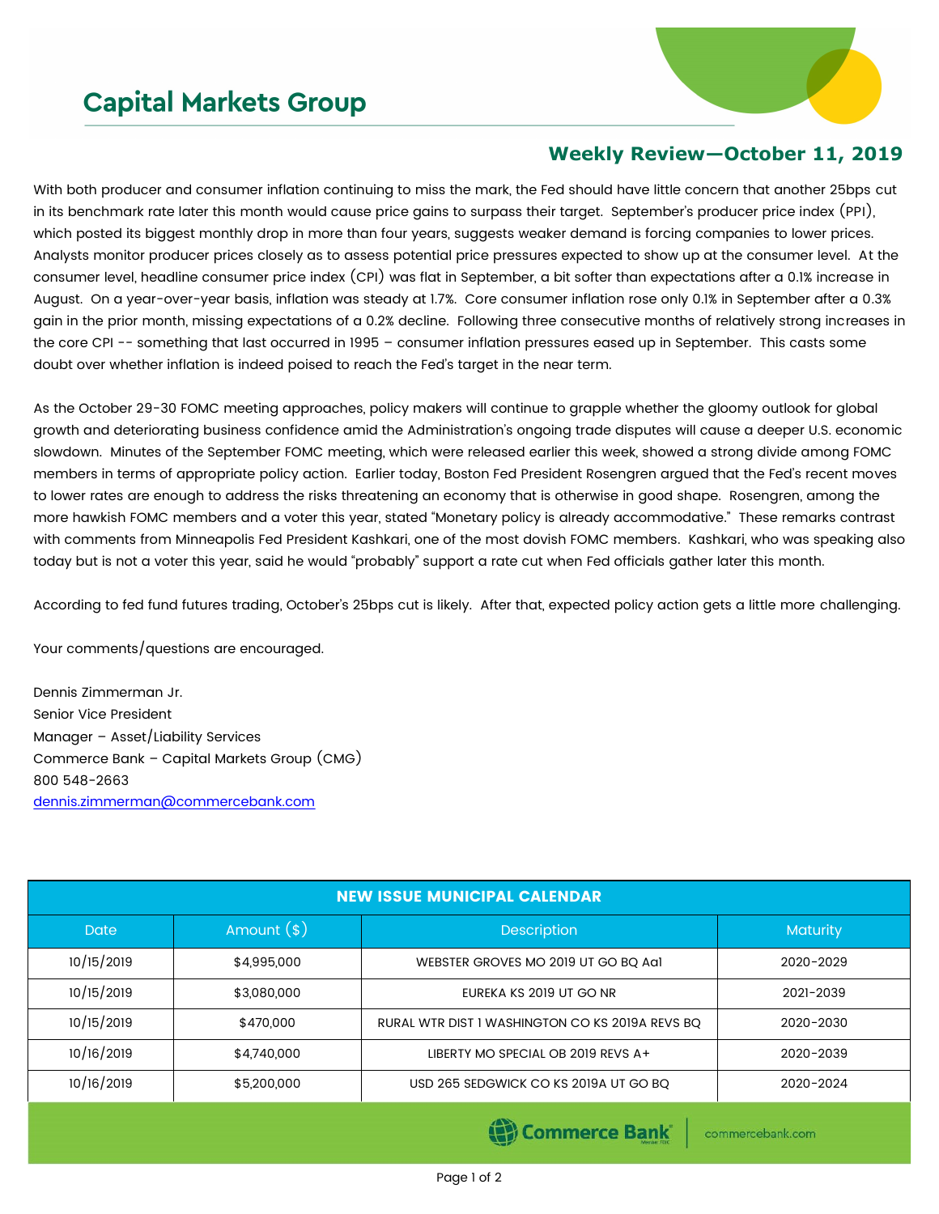# Capital Markets Group

## Weekly Review—October 11, 2019

With both producer and consumer inflation continuing to miss the mark, the Fed should have little concern that another 25bps cut in its benchmark rate later this month would cause price gains to surpass their target. September's producer price index (PPI), which posted its biggest monthly drop in more than four years, suggests weaker demand is forcing companies to lower prices. Analysts monitor producer prices closely as to assess potential price pressures expected to show up at the consumer level. At the consumer level, headline consumer price index (CPI) was flat in September, a bit softer than expectations after a 0.1% increase in August. On a year-over-year basis, inflation was steady at 1.7%. Core consumer inflation rose only 0.1% in September after a 0.3% gain in the prior month, missing expectations of a 0.2% decline. Following three consecutive months of relatively strong increases in the core CPI -- something that last occurred in 1995 – consumer inflation pressures eased up in September. This casts some doubt over whether inflation is indeed poised to reach the Fed's target in the near term.

As the October 29-30 FOMC meeting approaches, policy makers will continue to grapple whether the gloomy outlook for global growth and deteriorating business confidence amid the Administration's ongoing trade disputes will cause a deeper U.S. economic slowdown. Minutes of the September FOMC meeting, which were released earlier this week, showed a strong divide among FOMC members in terms of appropriate policy action. Earlier today, Boston Fed President Rosengren argued that the Fed's recent moves to lower rates are enough to address the risks threatening an economy that is otherwise in good shape. Rosengren, among the more hawkish FOMC members and a voter this year, stated "Monetary policy is already accommodative." These remarks contrast with comments from Minneapolis Fed President Kashkari, one of the most dovish FOMC members. Kashkari, who was speaking also today but is not a voter this year, said he would "probably" support a rate cut when Fed officials gather later this month.

According to fed fund futures trading, October's 25bps cut is likely. After that, expected policy action gets a little more challenging.

Your comments/questions are encouraged.

Dennis Zimmerman Jr.
Senior Vice President
Manager – Asset/Liability Services
Commerce Bank – Capital Markets Group (CMG)
800 548-2663
dennis.zimmerman@commercebank.com

| NEW ISSUE MUNICIPAL CALENDAR | | | |
|---|---|---|---|
| Date | Amount ($) | Description | Maturity |
| 10/15/2019 | $4,995,000 | WEBSTER GROVES MO 2019 UT GO BQ Aa1 | 2020-2029 |
| 10/15/2019 | $3,080,000 | EUREKA KS 2019 UT GO NR | 2021-2039 |
| 10/15/2019 | $470,000 | RURAL WTR DIST 1 WASHINGTON CO KS 2019A REVS BQ | 2020-2030 |
| 10/16/2019 | $4,740,000 | LIBERTY MO SPECIAL OB 2019 REVS A+ | 2020-2039 |
| 10/16/2019 | $5,200,000 | USD 265 SEDGWICK CO KS 2019A UT GO BQ | 2020-2024 |

Commerce Bank | commercebank.com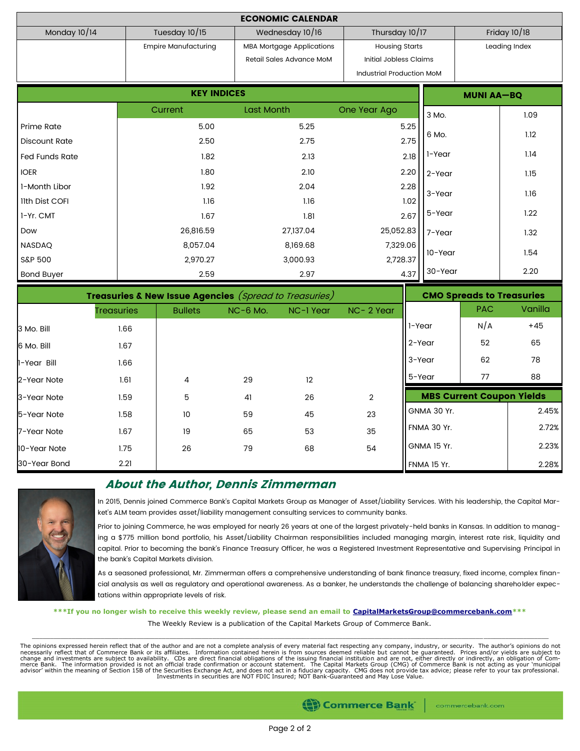## ECONOMIC CALENDAR

| Monday 10/14 | Tuesday 10/15 | Wednesday 10/16 | Thursday 10/17 | Friday 10/18 |
|---|---|---|---|---|
| | Empire Manufacturing | MBA Mortgage Applications | Housing Starts | Leading Index |
| | | Retail Sales Advance MoM | Initial Jobless Claims | |
| | | | Industrial Production MoM | |

## KEY INDICES

| | Current | Last Month | One Year Ago |
|---|---|---|---|
| Prime Rate | 5.00 | 5.25 | 5.25 |
| Discount Rate | 2.50 | 2.75 | 2.75 |
| Fed Funds Rate | 1.82 | 2.13 | 2.18 |
| IOER | 1.80 | 2.10 | 2.20 |
| 1-Month Libor | 1.92 | 2.04 | 2.28 |
| 11th Dist COFI | 1.16 | 1.16 | 1.02 |
| 1-Yr. CMT | 1.67 | 1.81 | 2.67 |
| Dow | 26,816.59 | 27,137.04 | 25,052.83 |
| NASDAQ | 8,057.04 | 8,169.68 | 7,329.06 |
| S&P 500 | 2,970.27 | 3,000.93 | 2,728.37 |
| Bond Buyer | 2.59 | 2.97 | 4.37 |

## MUNI AA—BQ

| | |
|---|---|
| 3 Mo. | 1.09 |
| 6 Mo. | 1.12 |
| 1-Year | 1.14 |
| 2-Year | 1.15 |
| 3-Year | 1.16 |
| 5-Year | 1.22 |
| 7-Year | 1.32 |
| 10-Year | 1.54 |
| 30-Year | 2.20 |

## Treasuries & New Issue Agencies *(Spread to Treasuries)*

| | Treasuries | Bullets | NC-6 Mo. | NC-1 Year | NC- 2 Year |
|---|---|---|---|---|---|
| 3 Mo. Bill | 1.66 | | | | |
| 6 Mo. Bill | 1.67 | | | | |
| 1-Year Bill | 1.66 | | | | |
| 2-Year Note | 1.61 | 4 | 29 | 12 | |
| 3-Year Note | 1.59 | 5 | 41 | 26 | 2 |
| 5-Year Note | 1.58 | 10 | 59 | 45 | 23 |
| 7-Year Note | 1.67 | 19 | 65 | 53 | 35 |
| 10-Year Note | 1.75 | 26 | 79 | 68 | 54 |
| 30-Year Bond | 2.21 | | | | |

## CMO Spreads to Treasuries

| | PAC | Vanilla |
|---|---|---|
| 1-Year | N/A | +45 |
| 2-Year | 52 | 65 |
| 3-Year | 62 | 78 |
| 5-Year | 77 | 88 |

## MBS Current Coupon Yields

| | |
|---|---|
| GNMA 30 Yr. | 2.45% |
| FNMA 30 Yr. | 2.72% |
| GNMA 15 Yr. | 2.23% |
| FNMA 15 Yr. | 2.28% |

## *About the Author, Dennis Zimmerman*

In 2015, Dennis joined Commerce Bank's Capital Markets Group as Manager of Asset/Liability Services. With his leadership, the Capital Market's ALM team provides asset/liability management consulting services to community banks.

Prior to joining Commerce, he was employed for nearly 26 years at one of the largest privately-held banks in Kansas. In addition to managing a $775 million bond portfolio, his Asset/Liability Chairman responsibilities included managing margin, interest rate risk, liquidity and capital. Prior to becoming the bank's Finance Treasury Officer, he was a Registered Investment Representative and Supervising Principal in the bank's Capital Markets division.

As a seasoned professional, Mr. Zimmerman offers a comprehensive understanding of bank finance treasury, fixed income, complex financial analysis as well as regulatory and operational awareness. As a banker, he understands the challenge of balancing shareholder expectations within appropriate levels of risk.

**\*\*\*If you no longer wish to receive this weekly review, please send an email to CapitalMarketsGroup@commercebank.com\*\*\***

The Weekly Review is a publication of the Capital Markets Group of Commerce Bank.

The opinions expressed herein reflect that of the author and are not a complete analysis of every material fact respecting any company, industry, or security. The author's opinions do not necessarily reflect that of Commerce Bank or its affiliates. Information contained herein is from sources deemed reliable but cannot be guaranteed. Prices and/or yields are subject to change and investments are subject to availability. CDs are direct financial obligations of the issuing financial institution and are not, either directly or indirectly, an obligation of Commerce Bank. The information provided is not an official trade confirmation or account statement. The Capital Markets Group (CMG) of Commerce Bank is not acting as your 'municipal advisor' within the meaning of Section 15B of the Securities Exchange Act, and does not act in a fiduciary capacity. CMG does not provide tax advice; please refer to your tax professional. Investments in securities are NOT FDIC Insured; NOT Bank-Guaranteed and May Lose Value.

Commerce Bank | commercebank.com